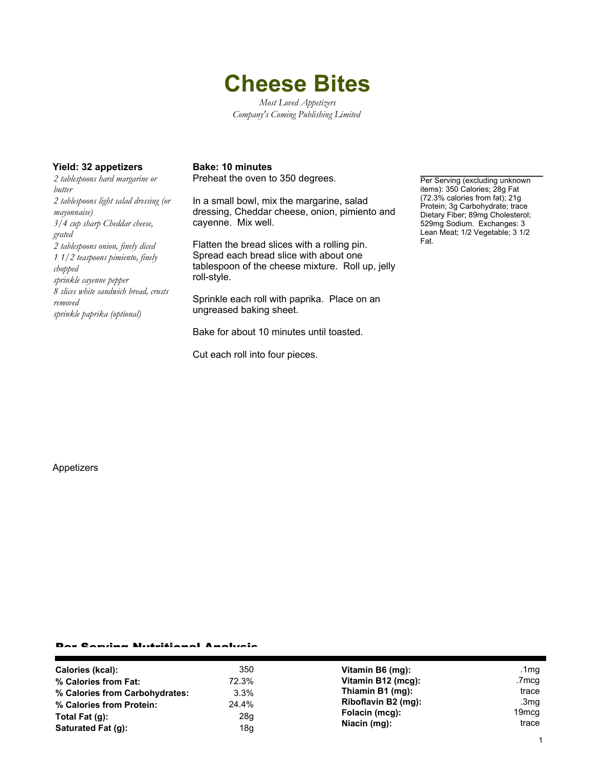# Cheese Bites

*Most Loved Appetizers*
*Company's Coming Publishing Limited*

**Yield: 32 appetizers**

*2 tablespoons hard margarine or butter*
*2 tablespoons light salad dressing (or mayonnaise)*
*3/4 cup sharp Cheddar cheese, grated*
*2 tablespoons onion, finely diced*
*1 1/2 teaspoons pimiento, finely chopped*
*sprinkle cayenne pepper*
*8 slices white sandwich bread, crusts removed*
*sprinkle paprika (optional)*

**Bake: 10 minutes**

Preheat the oven to 350 degrees.

In a small bowl, mix the margarine, salad dressing, Cheddar cheese, onion, pimiento and cayenne. Mix well.

Flatten the bread slices with a rolling pin. Spread each bread slice with about one tablespoon of the cheese mixture. Roll up, jelly roll-style.

Sprinkle each roll with paprika. Place on an ungreased baking sheet.

Bake for about 10 minutes until toasted.

Cut each roll into four pieces.

Per Serving (excluding unknown items): 350 Calories; 28g Fat (72.3% calories from fat); 21g Protein; 3g Carbohydrate; trace Dietary Fiber; 89mg Cholesterol; 529mg Sodium. Exchanges: 3 Lean Meat; 1/2 Vegetable; 3 1/2 Fat.

Appetizers

## Per Serving Nutritional Analysis

| | | | |
|---|---|---|---|
| **Calories (kcal):** | 350 | **Vitamin B6 (mg):** | .1mg |
| **% Calories from Fat:** | 72.3% | **Vitamin B12 (mcg):** | .7mcg |
| **% Calories from Carbohydrates:** | 3.3% | **Thiamin B1 (mg):** | trace |
| **% Calories from Protein:** | 24.4% | **Riboflavin B2 (mg):** | .3mg |
| **Total Fat (g):** | 28g | **Folacin (mcg):** | 19mcg |
| **Saturated Fat (g):** | 18g | **Niacin (mg):** | trace |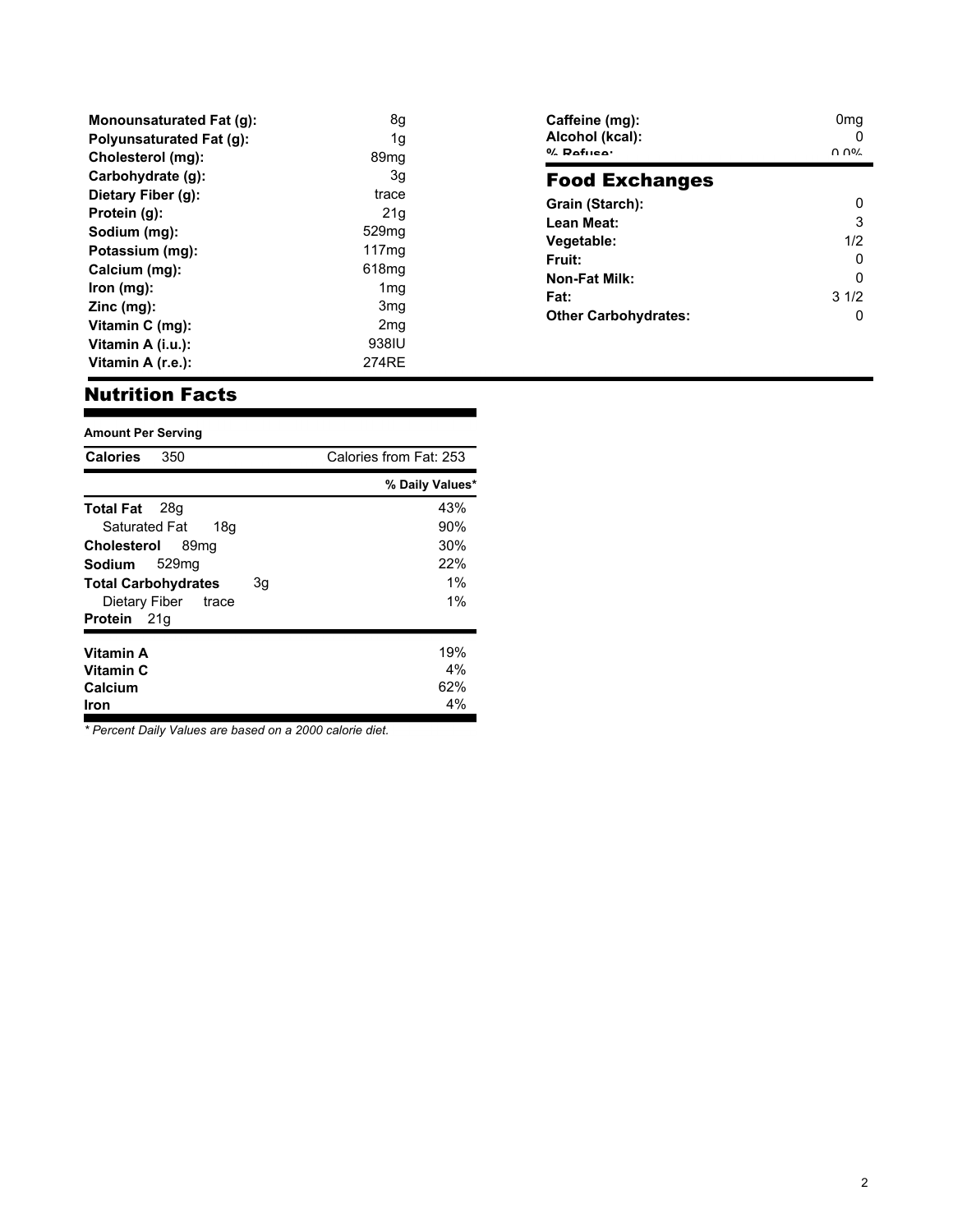| | |
|---|---|
| **Monounsaturated Fat (g):** | 8g |
| **Polyunsaturated Fat (g):** | 1g |
| **Cholesterol (mg):** | 89mg |
| **Carbohydrate (g):** | 3g |
| **Dietary Fiber (g):** | trace |
| **Protein (g):** | 21g |
| **Sodium (mg):** | 529mg |
| **Potassium (mg):** | 117mg |
| **Calcium (mg):** | 618mg |
| **Iron (mg):** | 1mg |
| **Zinc (mg):** | 3mg |
| **Vitamin C (mg):** | 2mg |
| **Vitamin A (i.u.):** | 938IU |
| **Vitamin A (r.e.):** | 274RE |

| | |
|---|---|
| **Caffeine (mg):** | 0mg |
| **Alcohol (kcal):** | 0 |
| **% Refuse:** | 0.0% |

## Food Exchanges

| | |
|---|---|
| **Grain (Starch):** | 0 |
| **Lean Meat:** | 3 |
| **Vegetable:** | 1/2 |
| **Fruit:** | 0 |
| **Non-Fat Milk:** | 0 |
| **Fat:** | 3 1/2 |
| **Other Carbohydrates:** | 0 |

## Nutrition Facts

**Amount Per Serving**

| | |
|---|---|
| **Calories** 350 | Calories from Fat: 253 |
| | **% Daily Values*** |
| **Total Fat** 28g | 43% |
| Saturated Fat 18g | 90% |
| **Cholesterol** 89mg | 30% |
| **Sodium** 529mg | 22% |
| **Total Carbohydrates** 3g | 1% |
| Dietary Fiber trace | 1% |
| **Protein** 21g | |
| **Vitamin A** | 19% |
| **Vitamin C** | 4% |
| **Calcium** | 62% |
| **Iron** | 4% |

*\* Percent Daily Values are based on a 2000 calorie diet.*